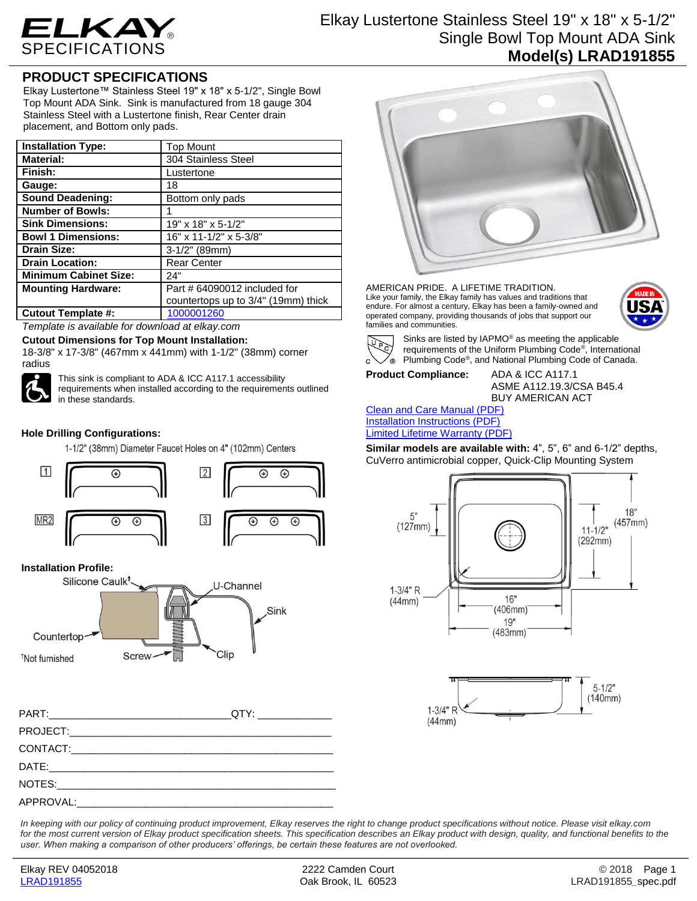# ELKAY SPECIFICATIONS

## Elkay Lustertone Stainless Steel 19" x 18" x 5-1/2" Single Bowl Top Mount ADA Sink
**Model(s) LRAD191855**

## PRODUCT SPECIFICATIONS

Elkay Lustertone™ Stainless Steel 19" x 18" x 5-1/2", Single Bowl Top Mount ADA Sink. Sink is manufactured from 18 gauge 304 Stainless Steel with a Lustertone finish, Rear Center drain placement, and Bottom only pads.

| | |
|---|---|
| **Installation Type:** | Top Mount |
| **Material:** | 304 Stainless Steel |
| **Finish:** | Lustertone |
| **Gauge:** | 18 |
| **Sound Deadening:** | Bottom only pads |
| **Number of Bowls:** | 1 |
| **Sink Dimensions:** | 19" x 18" x 5-1/2" |
| **Bowl 1 Dimensions:** | 16" x 11-1/2" x 5-3/8" |
| **Drain Size:** | 3-1/2" (89mm) |
| **Drain Location:** | Rear Center |
| **Minimum Cabinet Size:** | 24" |
| **Mounting Hardware:** | Part # 64090012 included for countertops up to 3/4" (19mm) thick |
| **Cutout Template #:** | 1000001260 |

*Template is available for download at elkay.com*

**Cutout Dimensions for Top Mount Installation:**
18-3/8" x 17-3/8" (467mm x 441mm) with 1-1/2" (38mm) corner radius

This sink is compliant to ADA & ICC A117.1 accessibility requirements when installed according to the requirements outlined in these standards.

**Hole Drilling Configurations:**

1-1/2" (38mm) Diameter Faucet Holes on 4" (102mm) Centers

1, 2, MR2, 3

**Installation Profile:**

Silicone Caulk†, U-Channel, Sink, Countertop, Screw, Clip

†Not furnished

AMERICAN PRIDE. A LIFETIME TRADITION.
Like your family, the Elkay family has values and traditions that endure. For almost a century, Elkay has been a family-owned and operated company, providing thousands of jobs that support our families and communities.

MADE IN USA

Sinks are listed by IAPMO® as meeting the applicable requirements of the Uniform Plumbing Code®, International Plumbing Code®, and National Plumbing Code of Canada.

**Product Compliance:** ADA & ICC A117.1
ASME A112.19.3/CSA B45.4
BUY AMERICAN ACT

[Clean and Care Manual (PDF)](#)
[Installation Instructions (PDF)](#)
[Limited Lifetime Warranty (PDF)](#)

**Similar models are available with:** 4", 5", 6" and 6-1/2" depths, CuVerro antimicrobial copper, Quick-Clip Mounting System

5" (127mm); 11-1/2" (292mm); 18" (457mm); 1-3/4" R (44mm); 16" (406mm); 19" (483mm); 5-1/2" (140mm); 1-3/4" R (44mm)

PART:______________________________ QTY: ____________

PROJECT:_____________________________________________

CONTACT:_____________________________________________

DATE:________________________________________________

NOTES:_______________________________________________

APPROVAL:____________________________________________

*In keeping with our policy of continuing product improvement, Elkay reserves the right to change product specifications without notice. Please visit elkay.com for the most current version of Elkay product specification sheets. This specification describes an Elkay product with design, quality, and functional benefits to the user. When making a comparison of other producers' offerings, be certain these features are not overlooked.*

Elkay REV 04052018
LRAD191855

2222 Camden Court
Oak Brook, IL 60523

© 2018
LRAD191855_spec.pdf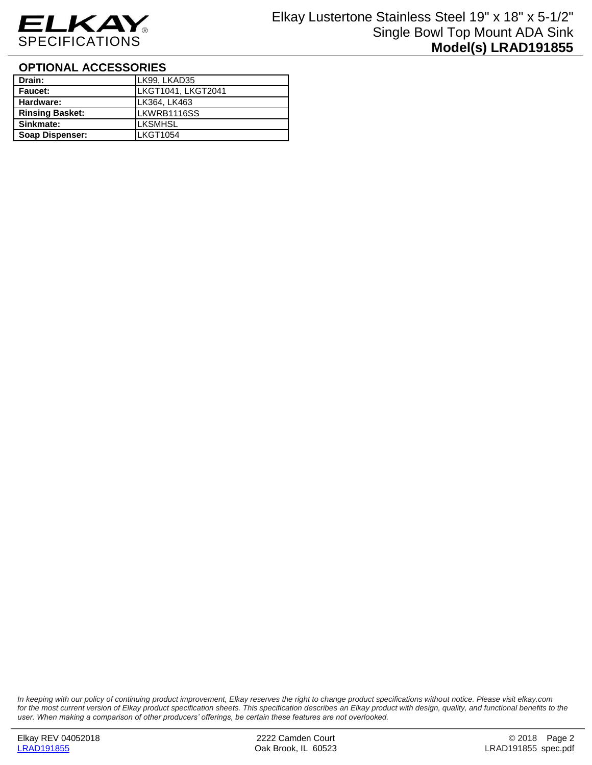## OPTIONAL ACCESSORIES

| | |
|---|---|
| **Drain:** | LK99, LKAD35 |
| **Faucet:** | LKGT1041, LKGT2041 |
| **Hardware:** | LK364, LK463 |
| **Rinsing Basket:** | LKWRB1116SS |
| **Sinkmate:** | LKSMHSL |
| **Soap Dispenser:** | LKGT1054 |

*In keeping with our policy of continuing product improvement, Elkay reserves the right to change product specifications without notice. Please visit elkay.com for the most current version of Elkay product specification sheets. This specification describes an Elkay product with design, quality, and functional benefits to the user. When making a comparison of other producers' offerings, be certain these features are not overlooked.*

Elkay REV 04052018
LRAD191855

2222 Camden Court
Oak Brook, IL 60523

© 2018
LRAD191855_spec.pdf